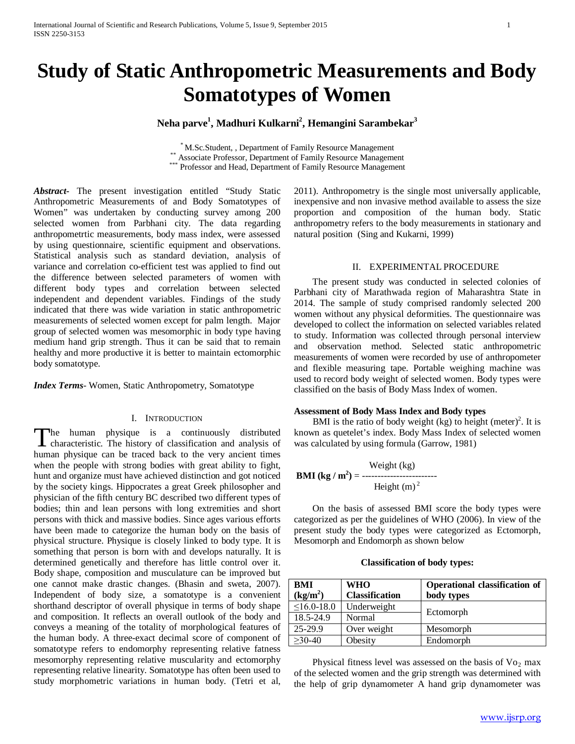# Study of Static Anthropometric Measurements and Body Somatotypes of Women

**Neha parve[1], Madhuri Kulkarni[2], Hemangini Sarambekar[3]**

[*] M.Sc.Student, , Department of Family Resource Management
[**] Associate Professor, Department of Family Resource Management
[***] Professor and Head, Department of Family Resource Management

***Abstract*-** The present investigation entitled "Study Static Anthropometric Measurements of and Body Somatotypes of Women" was undertaken by conducting survey among 200 selected women from Parbhani city. The data regarding anthropometrtic measurements, body mass index, were assessed by using questionnaire, scientific equipment and observations. Statistical analysis such as standard deviation, analysis of variance and correlation co-efficient test was applied to find out the difference between selected parameters of women with different body types and correlation between selected independent and dependent variables. Findings of the study indicated that there was wide variation in static anthropometric measurements of selected women except for palm length. Major group of selected women was mesomorphic in body type having medium hand grip strength. Thus it can be said that to remain healthy and more productive it is better to maintain ectomorphic body somatotype.

***Index Terms*-** Women, Static Anthropometry, Somatotype

## I. Introduction

The human physique is a continuously distributed characteristic. The history of classification and analysis of human physique can be traced back to the very ancient times when the people with strong bodies with great ability to fight, hunt and organize must have achieved distinction and got noticed by the society kings. Hippocrates a great Greek philosopher and physician of the fifth century BC described two different types of bodies; thin and lean persons with long extremities and short persons with thick and massive bodies. Since ages various efforts have been made to categorize the human body on the basis of physical structure. Physique is closely linked to body type. It is something that person is born with and develops naturally. It is determined genetically and therefore has little control over it. Body shape, composition and musculature can be improved but one cannot make drastic changes. (Bhasin and sweta, 2007). Independent of body size, a somatotype is a convenient shorthand descriptor of overall physique in terms of body shape and composition. It reflects an overall outlook of the body and conveys a meaning of the totality of morphological features of the human body. A three-exact decimal score of component of somatotype refers to endomorphy representing relative fatness mesomorphy representing relative muscularity and ectomorphy representing relative linearity. Somatotype has often been used to study morphometric variations in human body. (Tetri et al, 2011). Anthropometry is the single most universally applicable, inexpensive and non invasive method available to assess the size proportion and composition of the human body. Static anthropometry refers to the body measurements in stationary and natural position (Sing and Kukarni, 1999)

## II. Experimental Procedure

The present study was conducted in selected colonies of Parbhani city of Marathwada region of Maharashtra State in 2014. The sample of study comprised randomly selected 200 women without any physical deformities. The questionnaire was developed to collect the information on selected variables related to study. Information was collected through personal interview and observation method. Selected static anthropometric measurements of women were recorded by use of anthropometer and flexible measuring tape. Portable weighing machine was used to record body weight of selected women. Body types were classified on the basis of Body Mass Index of women.

**Assessment of Body Mass Index and Body types**

BMI is the ratio of body weight (kg) to height (meter)$^2$. It is known as quetelet's index. Body Mass Index of selected women was calculated by using formula (Garrow, 1981)

$$\textbf{BMI (kg / m}^2\textbf{)} = \frac{\text{Weight (kg)}}{\text{Height (m)}^2}$$

On the basis of assessed BMI score the body types were categorized as per the guidelines of WHO (2006). In view of the present study the body types were categorized as Ectomorph, Mesomorph and Endomorph as shown below

**Classification of body types:**

| BMI (kg/m$^2$) | WHO Classification | Operational classification of body types |
|---|---|---|
| ≤16.0-18.0 | Underweight | Ectomorph |
| 18.5-24.9 | Normal | |
| 25-29.9 | Over weight | Mesomorph |
| ≥30-40 | Obesity | Endomorph |

Physical fitness level was assessed on the basis of $Vo_2$ max of the selected women and the grip strength was determined with the help of grip dynamometer A hand grip dynamometer was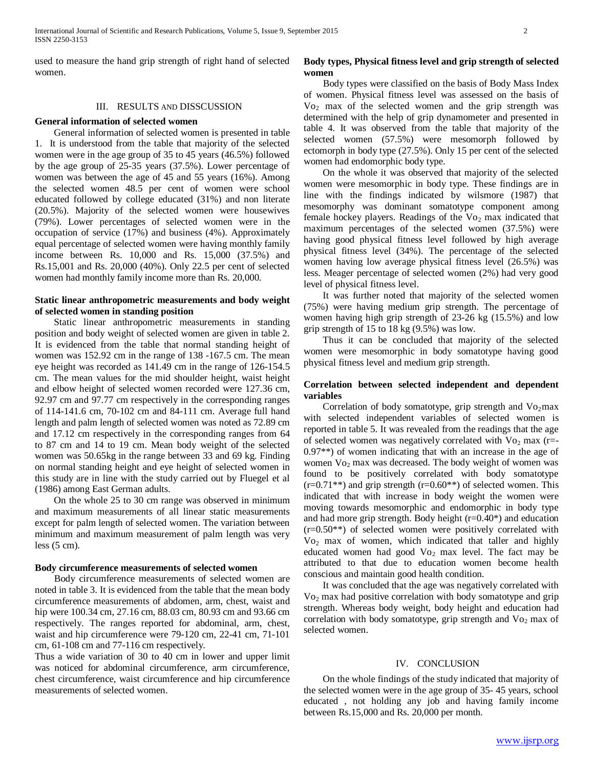used to measure the hand grip strength of right hand of selected women.

## III. RESULTS AND DISSCUSSION

**General information of selected women**

General information of selected women is presented in table 1. It is understood from the table that majority of the selected women were in the age group of 35 to 45 years (46.5%) followed by the age group of 25-35 years (37.5%). Lower percentage of women was between the age of 45 and 55 years (16%). Among the selected women 48.5 per cent of women were school educated followed by college educated (31%) and non literate (20.5%). Majority of the selected women were housewives (79%). Lower percentages of selected women were in the occupation of service (17%) and business (4%). Approximately equal percentage of selected women were having monthly family income between Rs. 10,000 and Rs. 15,000 (37.5%) and Rs.15,001 and Rs. 20,000 (40%). Only 22.5 per cent of selected women had monthly family income more than Rs. 20,000.

**Static linear anthropometric measurements and body weight of selected women in standing position**

Static linear anthropometric measurements in standing position and body weight of selected women are given in table 2. It is evidenced from the table that normal standing height of women was 152.92 cm in the range of 138 -167.5 cm. The mean eye height was recorded as 141.49 cm in the range of 126-154.5 cm. The mean values for the mid shoulder height, waist height and elbow height of selected women recorded were 127.36 cm, 92.97 cm and 97.77 cm respectively in the corresponding ranges of 114-141.6 cm, 70-102 cm and 84-111 cm. Average full hand length and palm length of selected women was noted as 72.89 cm and 17.12 cm respectively in the corresponding ranges from 64 to 87 cm and 14 to 19 cm. Mean body weight of the selected women was 50.65kg in the range between 33 and 69 kg. Finding on normal standing height and eye height of selected women in this study are in line with the study carried out by Fluegel et al (1986) among East German adults.

On the whole 25 to 30 cm range was observed in minimum and maximum measurements of all linear static measurements except for palm length of selected women. The variation between minimum and maximum measurement of palm length was very less (5 cm).

**Body circumference measurements of selected women**

Body circumference measurements of selected women are noted in table 3. It is evidenced from the table that the mean body circumference measurements of abdomen, arm, chest, waist and hip were 100.34 cm, 27.16 cm, 88.03 cm, 80.93 cm and 93.66 cm respectively. The ranges reported for abdominal, arm, chest, waist and hip circumference were 79-120 cm, 22-41 cm, 71-101 cm, 61-108 cm and 77-116 cm respectively.

Thus a wide variation of 30 to 40 cm in lower and upper limit was noticed for abdominal circumference, arm circumference, chest circumference, waist circumference and hip circumference measurements of selected women.

**Body types, Physical fitness level and grip strength of selected women**

Body types were classified on the basis of Body Mass Index of women. Physical fitness level was assessed on the basis of $Vo_2$ max of the selected women and the grip strength was determined with the help of grip dynamometer and presented in table 4. It was observed from the table that majority of the selected women (57.5%) were mesomorph followed by ectomorph in body type (27.5%). Only 15 per cent of the selected women had endomorphic body type.

On the whole it was observed that majority of the selected women were mesomorphic in body type. These findings are in line with the findings indicated by wilsmore (1987) that mesomorphy was dominant somatotype component among female hockey players. Readings of the $Vo_2$ max indicated that maximum percentages of the selected women (37.5%) were having good physical fitness level followed by high average physical fitness level (34%). The percentage of the selected women having low average physical fitness level (26.5%) was less. Meager percentage of selected women (2%) had very good level of physical fitness level.

It was further noted that majority of the selected women (75%) were having medium grip strength. The percentage of women having high grip strength of 23-26 kg (15.5%) and low grip strength of 15 to 18 kg (9.5%) was low.

Thus it can be concluded that majority of the selected women were mesomorphic in body somatotype having good physical fitness level and medium grip strength.

**Correlation between selected independent and dependent variables**

Correlation of body somatotype, grip strength and $Vo_2$max with selected independent variables of selected women is reported in table 5. It was revealed from the readings that the age of selected women was negatively correlated with $Vo_2$ max (r=-0.97**) of women indicating that with an increase in the age of women $Vo_2$ max was decreased. The body weight of women was found to be positively correlated with body somatotype (r=0.71**) and grip strength (r=0.60**) of selected women. This indicated that with increase in body weight the women were moving towards mesomorphic and endomorphic in body type and had more grip strength. Body height (r=0.40*) and education (r=0.50**) of selected women were positively correlated with $Vo_2$ max of women, which indicated that taller and highly educated women had good $Vo_2$ max level. The fact may be attributed to that due to education women become health conscious and maintain good health condition.

It was concluded that the age was negatively correlated with $Vo_2$ max had positive correlation with body somatotype and grip strength. Whereas body weight, body height and education had correlation with body somatotype, grip strength and $Vo_2$ max of selected women.

## IV. CONCLUSION

On the whole findings of the study indicated that majority of the selected women were in the age group of 35- 45 years, school educated , not holding any job and having family income between Rs.15,000 and Rs. 20,000 per month.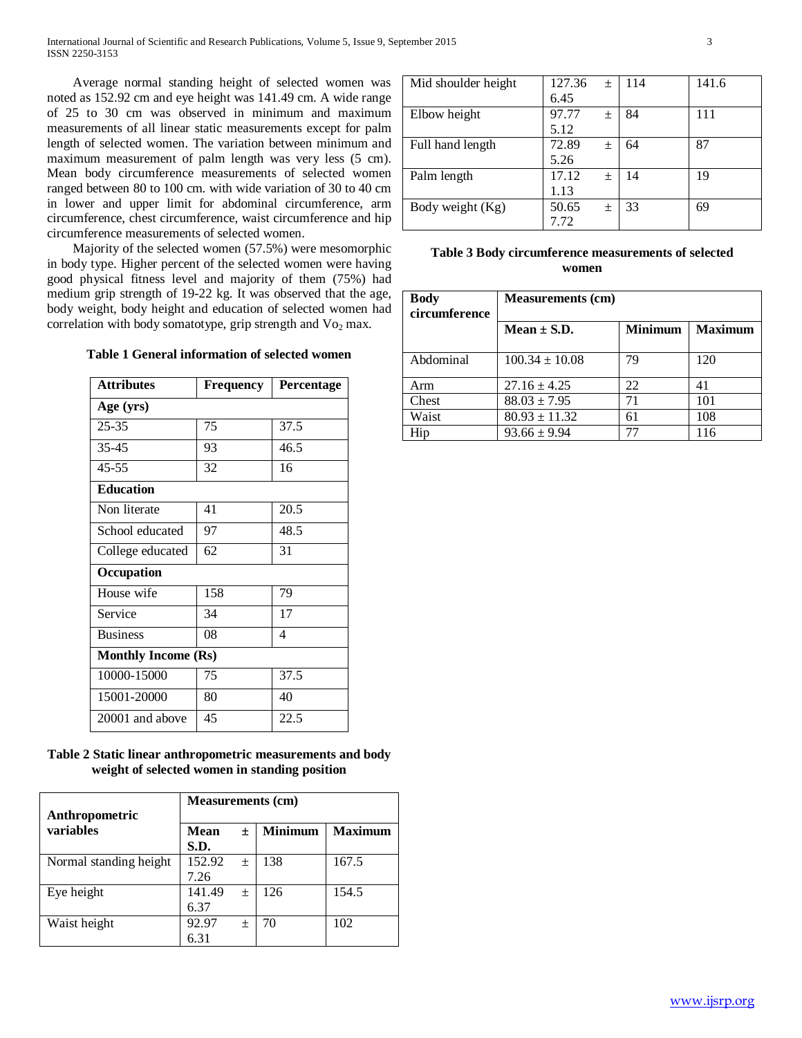Average normal standing height of selected women was noted as 152.92 cm and eye height was 141.49 cm. A wide range of 25 to 30 cm was observed in minimum and maximum measurements of all linear static measurements except for palm length of selected women. The variation between minimum and maximum measurement of palm length was very less (5 cm). Mean body circumference measurements of selected women ranged between 80 to 100 cm. with wide variation of 30 to 40 cm in lower and upper limit for abdominal circumference, arm circumference, chest circumference, waist circumference and hip circumference measurements of selected women.

Majority of the selected women (57.5%) were mesomorphic in body type. Higher percent of the selected women were having good physical fitness level and majority of them (75%) had medium grip strength of 19-22 kg. It was observed that the age, body weight, body height and education of selected women had correlation with body somatotype, grip strength and $Vo_2$ max.

**Table 1 General information of selected women**

| Attributes | Frequency | Percentage |
|---|---|---|
| **Age (yrs)** | | |
| 25-35 | 75 | 37.5 |
| 35-45 | 93 | 46.5 |
| 45-55 | 32 | 16 |
| **Education** | | |
| Non literate | 41 | 20.5 |
| School educated | 97 | 48.5 |
| College educated | 62 | 31 |
| **Occupation** | | |
| House wife | 158 | 79 |
| Service | 34 | 17 |
| Business | 08 | 4 |
| **Monthly Income (Rs)** | | |
| 10000-15000 | 75 | 37.5 |
| 15001-20000 | 80 | 40 |
| 20001 and above | 45 | 22.5 |

**Table 2 Static linear anthropometric measurements and body weight of selected women in standing position**

| Anthropometric variables | Measurements (cm) | | |
|---|---|---|---|
| | Mean ± S.D. | Minimum | Maximum |
| Normal standing height | 152.92 ± 7.26 | 138 | 167.5 |
| Eye height | 141.49 ± 6.37 | 126 | 154.5 |
| Waist height | 92.97 ± 6.31 | 70 | 102 |
| Mid shoulder height | 127.36 ± 6.45 | 114 | 141.6 |
| Elbow height | 97.77 ± 5.12 | 84 | 111 |
| Full hand length | 72.89 ± 5.26 | 64 | 87 |
| Palm length | 17.12 ± 1.13 | 14 | 19 |
| Body weight (Kg) | 50.65 ± 7.72 | 33 | 69 |

**Table 3 Body circumference measurements of selected women**

| Body circumference | Measurements (cm) | | |
|---|---|---|---|
| | Mean ± S.D. | Minimum | Maximum |
| Abdominal | 100.34 ± 10.08 | 79 | 120 |
| Arm | 27.16 ± 4.25 | 22 | 41 |
| Chest | 88.03 ± 7.95 | 71 | 101 |
| Waist | 80.93 ± 11.32 | 61 | 108 |
| Hip | 93.66 ± 9.94 | 77 | 116 |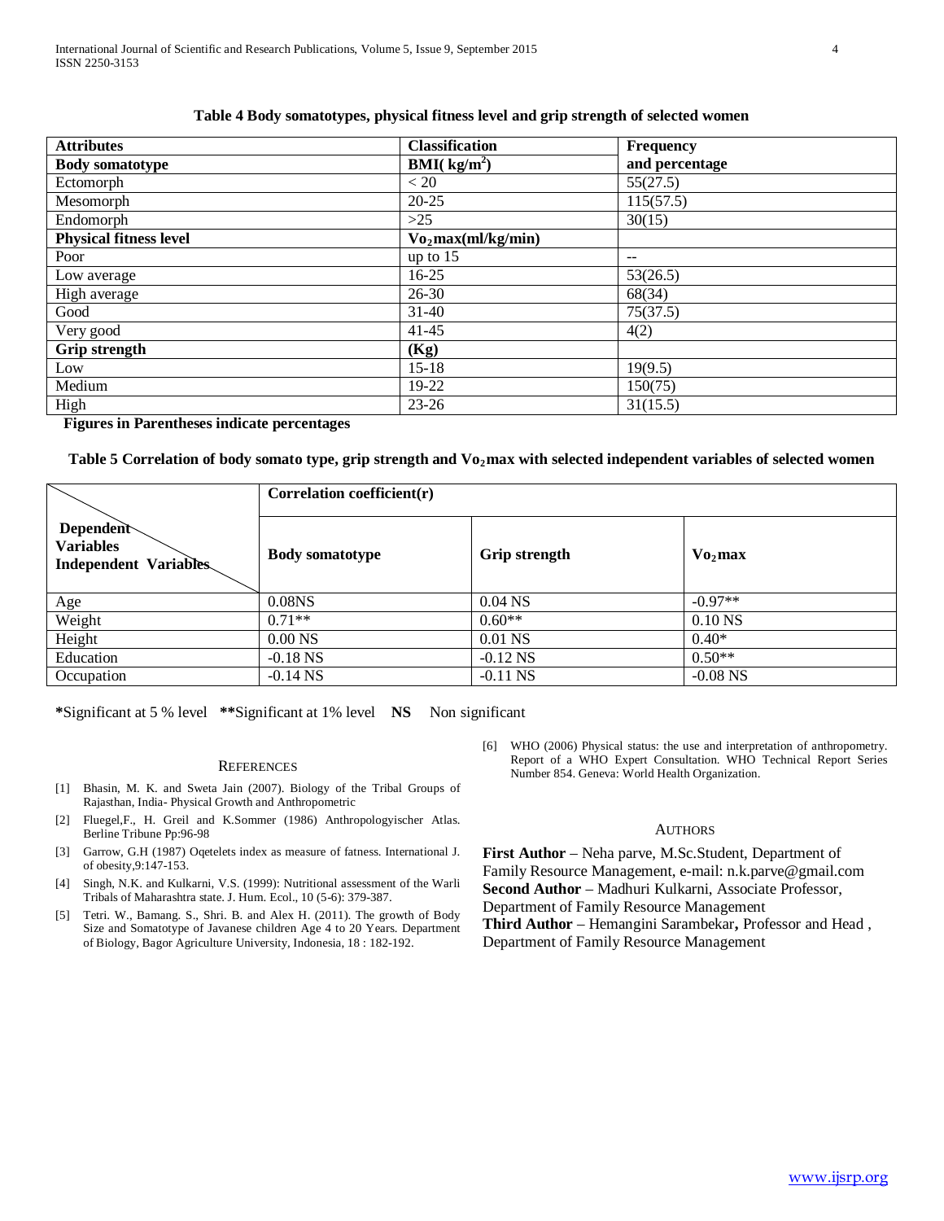**Table 4 Body somatotypes, physical fitness level and grip strength of selected women**

| Attributes | Classification | Frequency and percentage |
|---|---|---|
| **Body somatotype** | **BMI( $kg/m^2$)** | |
| Ectomorph | < 20 | 55(27.5) |
| Mesomorph | 20-25 | 115(57.5) |
| Endomorph | >25 | 30(15) |
| **Physical fitness level** | **$Vo_2max$(ml/kg/min)** | |
| Poor | up to 15 | -- |
| Low average | 16-25 | 53(26.5) |
| High average | 26-30 | 68(34) |
| Good | 31-40 | 75(37.5) |
| Very good | 41-45 | 4(2) |
| **Grip strength** | **(Kg)** | |
| Low | 15-18 | 19(9.5) |
| Medium | 19-22 | 150(75) |
| High | 23-26 | 31(15.5) |

**Figures in Parentheses indicate percentages**

**Table 5 Correlation of body somato type, grip strength and $Vo_2$max with selected independent variables of selected women**

| Dependent Variables / Independent Variables | Correlation coefficient(r) | | |
|---|---|---|---|
| | **Body somatotype** | **Grip strength** | **$Vo_2$max** |
| Age | 0.08NS | 0.04 NS | -0.97** |
| Weight | 0.71** | 0.60** | 0.10 NS |
| Height | 0.00 NS | 0.01 NS | 0.40* |
| Education | -0.18 NS | -0.12 NS | 0.50** |
| Occupation | -0.14 NS | -0.11 NS | -0.08 NS |

*Significant at 5 % level **Significant at 1% level **NS** Non significant

## REFERENCES

[1] Bhasin, M. K. and Sweta Jain (2007). Biology of the Tribal Groups of Rajasthan, India- Physical Growth and Anthropometric

[2] Fluegel,F., H. Greil and K.Sommer (1986) Anthropologyischer Atlas. Berline Tribune Pp:96-98

[3] Garrow, G.H (1987) Oqetelets index as measure of fatness. International J. of obesity,9:147-153.

[4] Singh, N.K. and Kulkarni, V.S. (1999): Nutritional assessment of the Warli Tribals of Maharashtra state. J. Hum. Ecol., 10 (5-6): 379-387.

[5] Tetri. W., Bamang. S., Shri. B. and Alex H. (2011). The growth of Body Size and Somatotype of Javanese children Age 4 to 20 Years. Department of Biology, Bagor Agriculture University, Indonesia, 18 : 182-192.

[6] WHO (2006) Physical status: the use and interpretation of anthropometry. Report of a WHO Expert Consultation. WHO Technical Report Series Number 854. Geneva: World Health Organization.

## AUTHORS

**First Author** – Neha parve, M.Sc.Student, Department of Family Resource Management, e-mail: n.k.parve@gmail.com

**Second Author** – Madhuri Kulkarni, Associate Professor, Department of Family Resource Management

**Third Author** – Hemangini Sarambekar**,** Professor and Head , Department of Family Resource Management